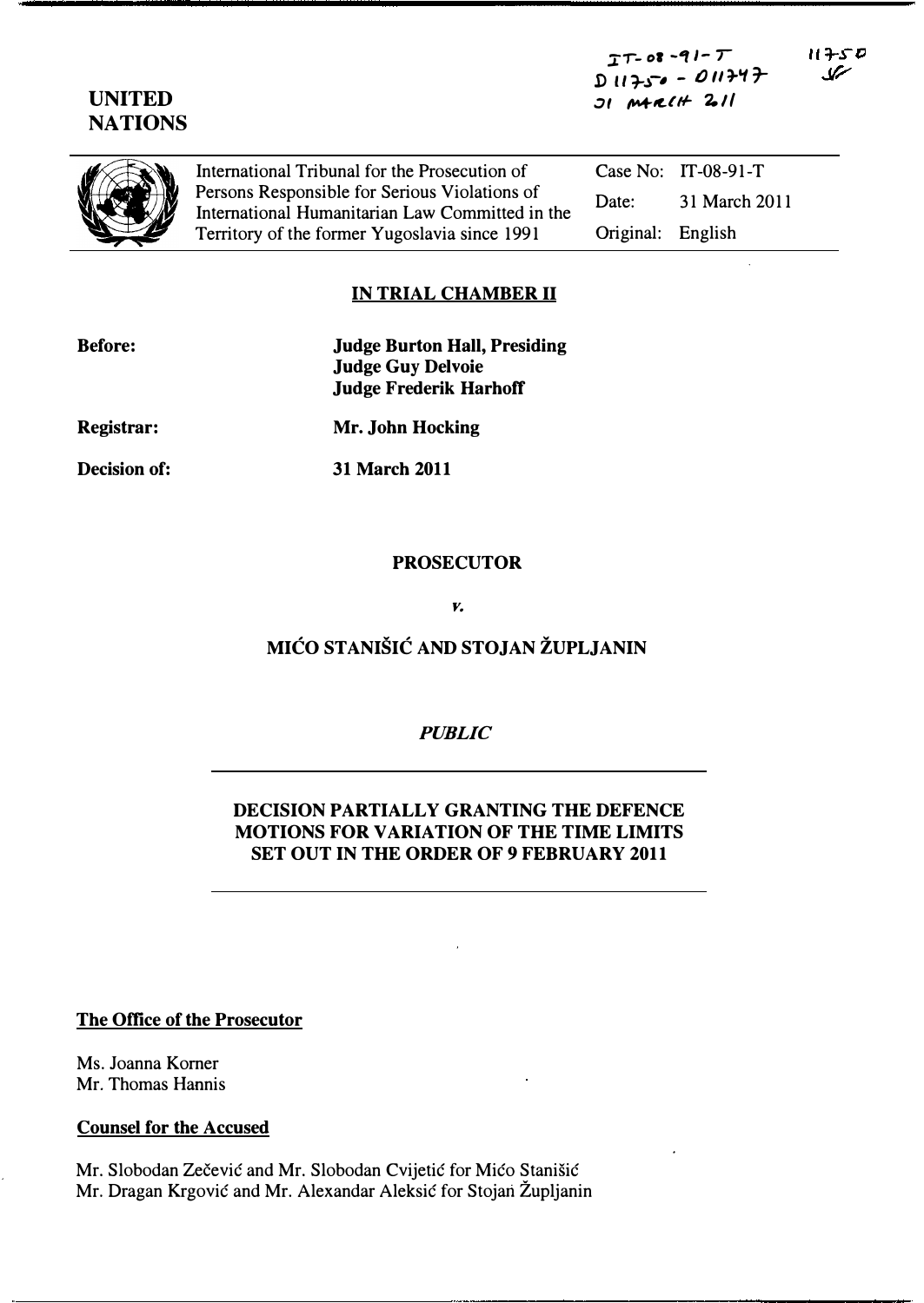IT-08-91-T
D11750 - D11747
31 MARCH 2011

11750
SF

UNITED
NATIONS

| International Tribunal for the Prosecution of Persons Responsible for Serious Violations of International Humanitarian Law Committed in the Territory of the former Yugoslavia since 1991 | Case No: | IT-08-91-T |
|---|---|---|
| | Date: | 31 March 2011 |
| | Original: | English |

## IN TRIAL CHAMBER II

**Before:** **Judge Burton Hall, Presiding**
**Judge Guy Delvoie**
**Judge Frederik Harhoff**

**Registrar:** **Mr. John Hocking**

**Decision of:** **31 March 2011**

**PROSECUTOR**

*v.*

**MIĆO STANIŠIĆ AND STOJAN ŽUPLJANIN**

*PUBLIC*

**DECISION PARTIALLY GRANTING THE DEFENCE MOTIONS FOR VARIATION OF THE TIME LIMITS SET OUT IN THE ORDER OF 9 FEBRUARY 2011**

**The Office of the Prosecutor**

Ms. Joanna Korner
Mr. Thomas Hannis

**Counsel for the Accused**

Mr. Slobodan Zečević and Mr. Slobodan Cvijetić for Mićo Stanišić
Mr. Dragan Krgović and Mr. Alexandar Aleksić for Stojan Župljanin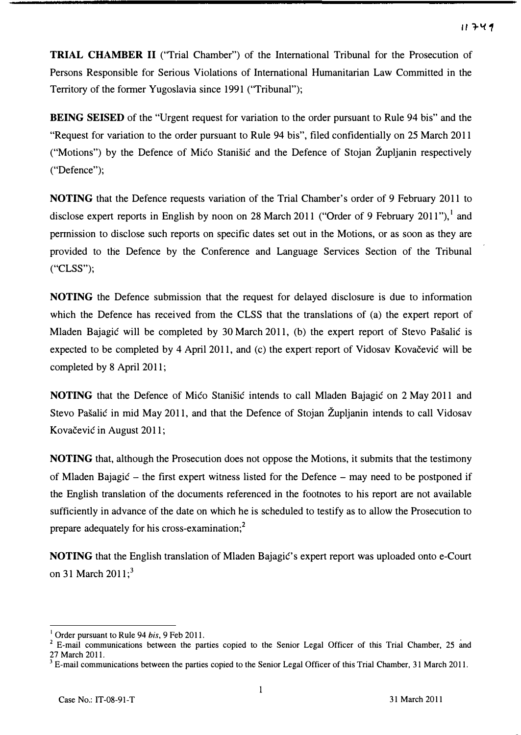**TRIAL CHAMBER II** ("Trial Chamber") of the International Tribunal for the Prosecution of Persons Responsible for Serious Violations of International Humanitarian Law Committed in the Territory of the former Yugoslavia since 1991 ("Tribunal");

**BEING SEISED** of the "Urgent request for variation to the order pursuant to Rule 94 bis" and the "Request for variation to the order pursuant to Rule 94 bis", filed confidentially on 25 March 2011 ("Motions") by the Defence of Mićo Stanišić and the Defence of Stojan Župljanin respectively ("Defence");

**NOTING** that the Defence requests variation of the Trial Chamber's order of 9 February 2011 to disclose expert reports in English by noon on 28 March 2011 ("Order of 9 February 2011"),[1] and permission to disclose such reports on specific dates set out in the Motions, or as soon as they are provided to the Defence by the Conference and Language Services Section of the Tribunal ("CLSS");

**NOTING** the Defence submission that the request for delayed disclosure is due to information which the Defence has received from the CLSS that the translations of (a) the expert report of Mladen Bajagić will be completed by 30 March 2011, (b) the expert report of Stevo Pašalić is expected to be completed by 4 April 2011, and (c) the expert report of Vidosav Kovačević will be completed by 8 April 2011;

**NOTING** that the Defence of Mićo Stanišić intends to call Mladen Bajagić on 2 May 2011 and Stevo Pašalić in mid May 2011, and that the Defence of Stojan Župljanin intends to call Vidosav Kovačević in August 2011;

**NOTING** that, although the Prosecution does not oppose the Motions, it submits that the testimony of Mladen Bajagić – the first expert witness listed for the Defence – may need to be postponed if the English translation of the documents referenced in the footnotes to his report are not available sufficiently in advance of the date on which he is scheduled to testify as to allow the Prosecution to prepare adequately for his cross-examination;[2]

**NOTING** that the English translation of Mladen Bajagić's expert report was uploaded onto e-Court on 31 March 2011;[3]

---

[1] Order pursuant to Rule 94 *bis*, 9 Feb 2011.

[2] E-mail communications between the parties copied to the Senior Legal Officer of this Trial Chamber, 25 and 27 March 2011.

[3] E-mail communications between the parties copied to the Senior Legal Officer of this Trial Chamber, 31 March 2011.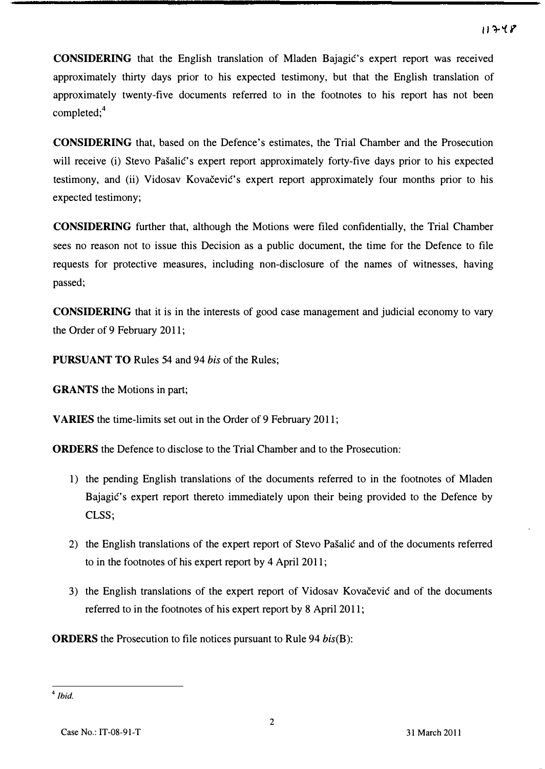**CONSIDERING** that the English translation of Mladen Bajagić's expert report was received approximately thirty days prior to his expected testimony, but that the English translation of approximately twenty-five documents referred to in the footnotes to his report has not been completed;[4]

**CONSIDERING** that, based on the Defence's estimates, the Trial Chamber and the Prosecution will receive (i) Stevo Pašalić's expert report approximately forty-five days prior to his expected testimony, and (ii) Vidosav Kovačević's expert report approximately four months prior to his expected testimony;

**CONSIDERING** further that, although the Motions were filed confidentially, the Trial Chamber sees no reason not to issue this Decision as a public document, the time for the Defence to file requests for protective measures, including non-disclosure of the names of witnesses, having passed;

**CONSIDERING** that it is in the interests of good case management and judicial economy to vary the Order of 9 February 2011;

**PURSUANT TO** Rules 54 and 94 *bis* of the Rules;

**GRANTS** the Motions in part;

**VARIES** the time-limits set out in the Order of 9 February 2011;

**ORDERS** the Defence to disclose to the Trial Chamber and to the Prosecution:

1) the pending English translations of the documents referred to in the footnotes of Mladen Bajagić's expert report thereto immediately upon their being provided to the Defence by CLSS;
2) the English translations of the expert report of Stevo Pašalić and of the documents referred to in the footnotes of his expert report by 4 April 2011;
3) the English translations of the expert report of Vidosav Kovačević and of the documents referred to in the footnotes of his expert report by 8 April 2011;

**ORDERS** the Prosecution to file notices pursuant to Rule 94 *bis*(B):

---

[4] *Ibid.*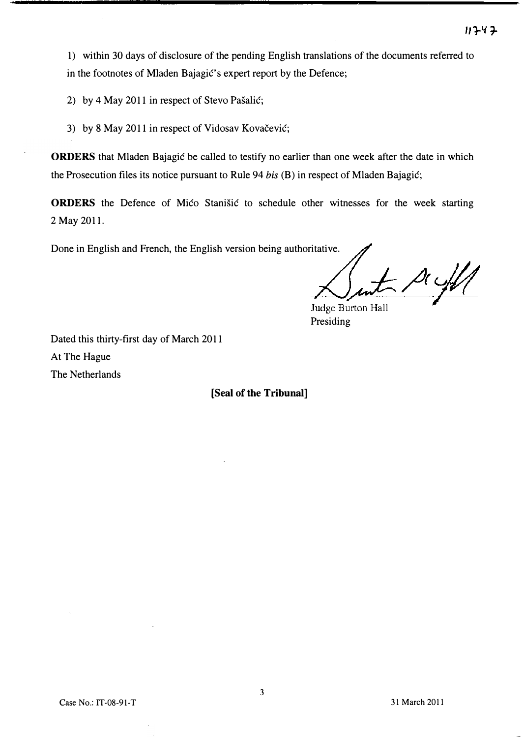1) within 30 days of disclosure of the pending English translations of the documents referred to in the footnotes of Mladen Bajagić's expert report by the Defence;

2) by 4 May 2011 in respect of Stevo Pašalić;

3) by 8 May 2011 in respect of Vidosav Kovačević;

**ORDERS** that Mladen Bajagić be called to testify no earlier than one week after the date in which the Prosecution files its notice pursuant to Rule 94 *bis* (B) in respect of Mladen Bajagić;

**ORDERS** the Defence of Mićo Stanišić to schedule other witnesses for the week starting 2 May 2011.

Done in English and French, the English version being authoritative.

Judge Burton Hall
Presiding

Dated this thirty-first day of March 2011
At The Hague
The Netherlands

**[Seal of the Tribunal]**

Case No.: IT-08-91-T

31 March 2011